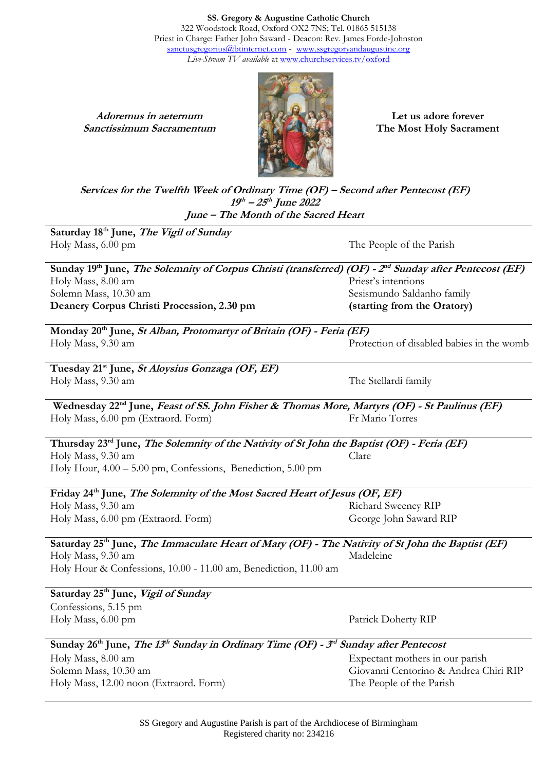**SS. Gregory & Augustine Catholic Church**
322 Woodstock Road, Oxford OX2 7NS; Tel. 01865 515138
Priest in Charge: Father John Saward - Deacon: Rev. James Forde-Johnston
sanctusgregorius@btinternet.com - www.ssgregoryandaugustine.org
*Live-Stream TV available* at www.churchservices.tv/oxford

***Adoremus in aeternum Sanctissimum Sacramentum***

**Let us adore forever The Most Holy Sacrament**

***Services for the Twelfth Week of Ordinary Time (OF) – Second after Pentecost (EF)***
***19th – 25th June 2022***
***June – The Month of the Sacred Heart***

---

**Saturday 18th June, *The Vigil of Sunday***
Holy Mass, 6.00 pm — The People of the Parish

---

**Sunday 19th June, *The Solemnity of Corpus Christi (transferred) (OF) - 2nd Sunday after Pentecost (EF)***
Holy Mass, 8.00 am — Priest's intentions
Solemn Mass, 10.30 am — Sesismundo Saldanho family
**Deanery Corpus Christi Procession, 2.30 pm — (starting from the Oratory)**

---

**Monday 20th June, *St Alban, Protomartyr of Britain (OF) - Feria (EF)***
Holy Mass, 9.30 am — Protection of disabled babies in the womb

---

**Tuesday 21st June, *St Aloysius Gonzaga (OF, EF)***
Holy Mass, 9.30 am — The Stellardi family

---

**Wednesday 22nd June, *Feast of SS. John Fisher & Thomas More, Martyrs (OF) - St Paulinus (EF)***
Holy Mass, 6.00 pm (Extraord. Form) — Fr Mario Torres

---

**Thursday 23rd June, *The Solemnity of the Nativity of St John the Baptist (OF) - Feria (EF)***
Holy Mass, 9.30 am — Clare
Holy Hour, 4.00 – 5.00 pm, Confessions, Benediction, 5.00 pm

---

**Friday 24th June, *The Solemnity of the Most Sacred Heart of Jesus (OF, EF)***
Holy Mass, 9.30 am — Richard Sweeney RIP
Holy Mass, 6.00 pm (Extraord. Form) — George John Saward RIP

---

**Saturday 25th June, *The Immaculate Heart of Mary (OF) - The Nativity of St John the Baptist (EF)***
Holy Mass, 9.30 am — Madeleine
Holy Hour & Confessions, 10.00 - 11.00 am, Benediction, 11.00 am

---

**Saturday 25th June, *Vigil of Sunday***
Confessions, 5.15 pm
Holy Mass, 6.00 pm — Patrick Doherty RIP

---

**Sunday 26th June, *The 13th Sunday in Ordinary Time (OF) - 3rd Sunday after Pentecost***
Holy Mass, 8.00 am — Expectant mothers in our parish
Solemn Mass, 10.30 am — Giovanni Centorino & Andrea Chiri RIP
Holy Mass, 12.00 noon (Extraord. Form) — The People of the Parish

---

SS Gregory and Augustine Parish is part of the Archdiocese of Birmingham
Registered charity no: 234216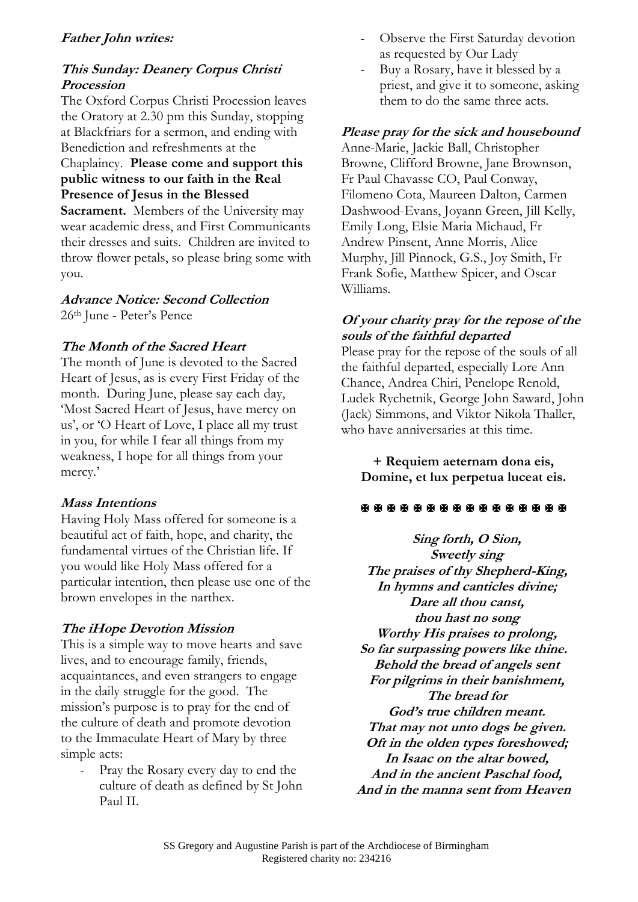***Father John writes:***

### *This Sunday: Deanery Corpus Christi Procession*

The Oxford Corpus Christi Procession leaves the Oratory at 2.30 pm this Sunday, stopping at Blackfriars for a sermon, and ending with Benediction and refreshments at the Chaplaincy. **Please come and support this public witness to our faith in the Real Presence of Jesus in the Blessed Sacrament.** Members of the University may wear academic dress, and First Communicants their dresses and suits. Children are invited to throw flower petals, so please bring some with you.

### *Advance Notice: Second Collection*

26th June - Peter's Pence

### *The Month of the Sacred Heart*

The month of June is devoted to the Sacred Heart of Jesus, as is every First Friday of the month. During June, please say each day, 'Most Sacred Heart of Jesus, have mercy on us', or 'O Heart of Love, I place all my trust in you, for while I fear all things from my weakness, I hope for all things from your mercy.'

### *Mass Intentions*

Having Holy Mass offered for someone is a beautiful act of faith, hope, and charity, the fundamental virtues of the Christian life. If you would like Holy Mass offered for a particular intention, then please use one of the brown envelopes in the narthex.

### *The iHope Devotion Mission*

This is a simple way to move hearts and save lives, and to encourage family, friends, acquaintances, and even strangers to engage in the daily struggle for the good. The mission's purpose is to pray for the end of the culture of death and promote devotion to the Immaculate Heart of Mary by three simple acts:

- Pray the Rosary every day to end the culture of death as defined by St John Paul II.
- Observe the First Saturday devotion as requested by Our Lady
- Buy a Rosary, have it blessed by a priest, and give it to someone, asking them to do the same three acts.

### *Please pray for the sick and housebound*

Anne-Marie, Jackie Ball, Christopher Browne, Clifford Browne, Jane Brownson, Fr Paul Chavasse CO, Paul Conway, Filomeno Cota, Maureen Dalton, Carmen Dashwood-Evans, Joyann Green, Jill Kelly, Emily Long, Elsie Maria Michaud, Fr Andrew Pinsent, Anne Morris, Alice Murphy, Jill Pinnock, G.S., Joy Smith, Fr Frank Sofie, Matthew Spicer, and Oscar Williams.

### *Of your charity pray for the repose of the souls of the faithful departed*

Please pray for the repose of the souls of all the faithful departed, especially Lore Ann Chance, Andrea Chiri, Penelope Renold, Ludek Rychetnik, George John Saward, John (Jack) Simmons, and Viktor Nikola Thaller, who have anniversaries at this time.

**+ Requiem aeternam dona eis, Domine, et lux perpetua luceat eis.**

✠ ✠ ✠ ✠ ✠ ✠ ✠ ✠ ✠ ✠ ✠ ✠ ✠ ✠ ✠ ✠ ✠

***Sing forth, O Sion,***
***Sweetly sing***
***The praises of thy Shepherd-King,***
***In hymns and canticles divine;***
***Dare all thou canst,***
***thou hast no song***
***Worthy His praises to prolong,***
***So far surpassing powers like thine.***
***Behold the bread of angels sent***
***For pilgrims in their banishment,***
***The bread for***
***God's true children meant.***
***That may not unto dogs be given.***
***Oft in the olden types foreshowed;***
***In Isaac on the altar bowed,***
***And in the ancient Paschal food,***
***And in the manna sent from Heaven***

SS Gregory and Augustine Parish is part of the Archdiocese of Birmingham
Registered charity no: 234216